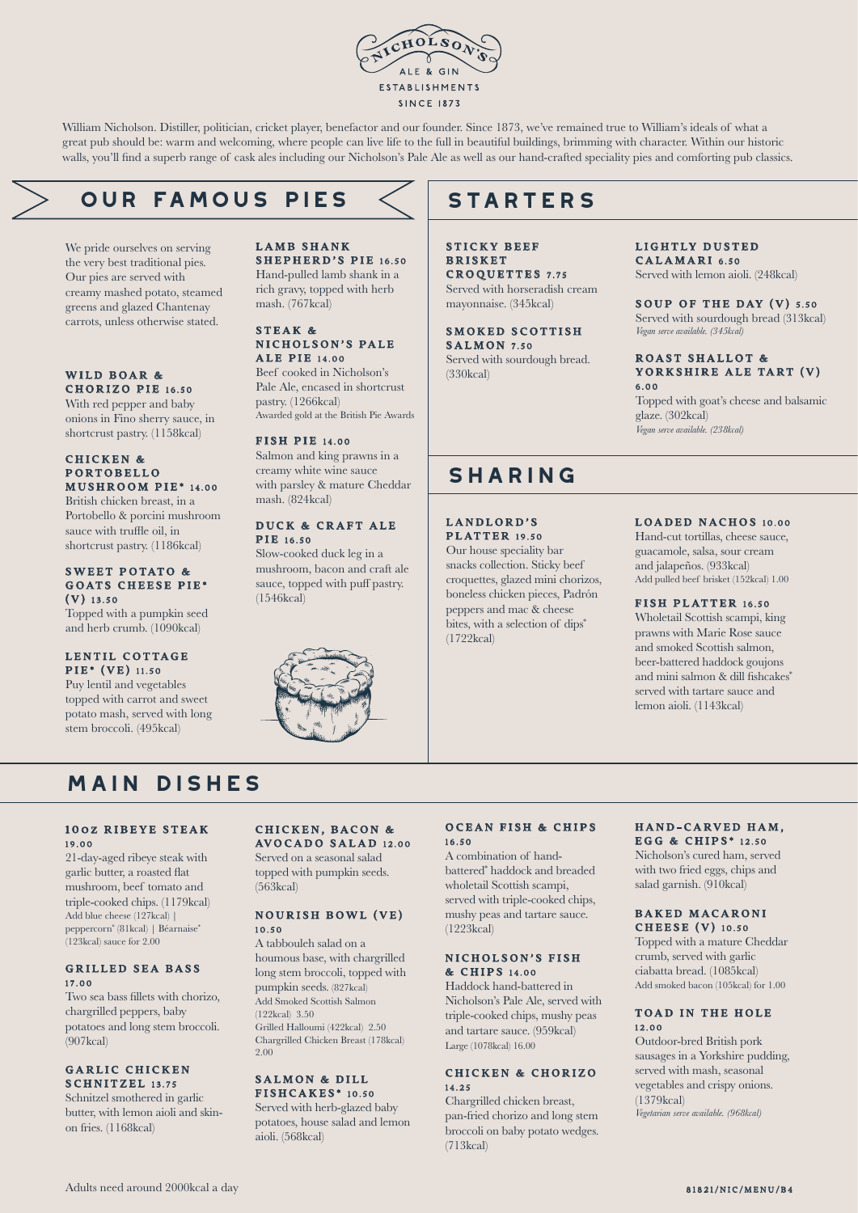NICHOLSON'S ALE & GIN ESTABLISHMENTS SINCE 1873

William Nicholson. Distiller, politician, cricket player, benefactor and our founder. Since 1873, we've remained true to William's ideals of what a great pub should be: warm and welcoming, where people can live life to the full in beautiful buildings, brimming with character. Within our historic walls, you'll find a superb range of cask ales including our Nicholson's Pale Ale as well as our hand-crafted speciality pies and comforting pub classics.

## OUR FAMOUS PIES

We pride ourselves on serving the very best traditional pies. Our pies are served with creamy mashed potato, steamed greens and glazed Chantenay carrots, unless otherwise stated.

### WILD BOAR & CHORIZO PIE 16.50
With red pepper and baby onions in Fino sherry sauce, in shortcrust pastry. (1158kcal)

### CHICKEN & PORTOBELLO MUSHROOM PIE* 14.00
British chicken breast, in a Portobello & porcini mushroom sauce with truffle oil, in shortcrust pastry. (1186kcal)

### SWEET POTATO & GOATS CHEESE PIE* (V) 13.50
Topped with a pumpkin seed and herb crumb. (1090kcal)

### LENTIL COTTAGE PIE* (VE) 11.50
Puy lentil and vegetables topped with carrot and sweet potato mash, served with long stem broccoli. (495kcal)

### LAMB SHANK SHEPHERD'S PIE 16.50
Hand-pulled lamb shank in a rich gravy, topped with herb mash. (767kcal)

### STEAK & NICHOLSON'S PALE ALE PIE 14.00
Beef cooked in Nicholson's Pale Ale, encased in shortcrust pastry. (1266kcal)
Awarded gold at the British Pie Awards

### FISH PIE 14.00
Salmon and king prawns in a creamy white wine sauce with parsley & mature Cheddar mash. (824kcal)

### DUCK & CRAFT ALE PIE 16.50
Slow-cooked duck leg in a mushroom, bacon and craft ale sauce, topped with puff pastry. (1546kcal)

## STARTERS

### STICKY BEEF BRISKET CROQUETTES 7.75
Served with horseradish cream mayonnaise. (345kcal)

### SMOKED SCOTTISH SALMON 7.50
Served with sourdough bread. (330kcal)

### LIGHTLY DUSTED CALAMARI 6.50
Served with lemon aioli. (248kcal)

### SOUP OF THE DAY (V) 5.50
Served with sourdough bread (313kcal)
*Vegan serve available. (345kcal)*

### ROAST SHALLOT & YORKSHIRE ALE TART (V) 6.00
Topped with goat's cheese and balsamic glaze. (302kcal)
*Vegan serve available. (238kcal)*

## SHARING

### LANDLORD'S PLATTER 19.50
Our house speciality bar snacks collection. Sticky beef croquettes, glazed mini chorizos, boneless chicken pieces, Padrón peppers and mac & cheese bites, with a selection of dips* (1722kcal)

### LOADED NACHOS 10.00
Hand-cut tortillas, cheese sauce, guacamole, salsa, sour cream and jalapeños. (933kcal)
Add pulled beef brisket (152kcal) 1.00

### FISH PLATTER 16.50
Wholetail Scottish scampi, king prawns with Marie Rose sauce and smoked Scottish salmon, beer-battered haddock goujons and mini salmon & dill fishcakes* served with tartare sauce and lemon aioli. (1143kcal)

## MAIN DISHES

### 10OZ RIBEYE STEAK 19.00
21-day-aged ribeye steak with garlic butter, a roasted flat mushroom, beef tomato and triple-cooked chips. (1179kcal)
Add blue cheese (127kcal) | peppercorn* (81kcal) | Béarnaise* (123kcal) sauce for 2.00

### GRILLED SEA BASS 17.00
Two sea bass fillets with chorizo, chargrilled peppers, baby potatoes and long stem broccoli. (907kcal)

### GARLIC CHICKEN SCHNITZEL 13.75
Schnitzel smothered in garlic butter, with lemon aioli and skin-on fries. (1168kcal)

### CHICKEN, BACON & AVOCADO SALAD 12.00
Served on a seasonal salad topped with pumpkin seeds. (563kcal)

### NOURISH BOWL (VE) 10.50
A tabbouleh salad on a houmous base, with chargrilled long stem broccoli, topped with pumpkin seeds. (827kcal)
Add Smoked Scottish Salmon (122kcal) 3.50
Grilled Halloumi (422kcal) 2.50
Chargrilled Chicken Breast (178kcal) 2.00

### SALMON & DILL FISHCAKES* 10.50
Served with herb-glazed baby potatoes, house salad and lemon aioli. (568kcal)

### OCEAN FISH & CHIPS 16.50
A combination of hand-battered* haddock and breaded wholetail Scottish scampi, served with triple-cooked chips, mushy peas and tartare sauce. (1223kcal)

### NICHOLSON'S FISH & CHIPS 14.00
Haddock hand-battered in Nicholson's Pale Ale, served with triple-cooked chips, mushy peas and tartare sauce. (959kcal)
Large (1078kcal) 16.00

### CHICKEN & CHORIZO 14.25
Chargrilled chicken breast, pan-fried chorizo and long stem broccoli on baby potato wedges. (713kcal)

### HAND-CARVED HAM, EGG & CHIPS* 12.50
Nicholson's cured ham, served with two fried eggs, chips and salad garnish. (910kcal)

### BAKED MACARONI CHEESE (V) 10.50
Topped with a mature Cheddar crumb, served with garlic ciabatta bread. (1085kcal)
Add smoked bacon (105kcal) for 1.00

### TOAD IN THE HOLE 12.00
Outdoor-bred British pork sausages in a Yorkshire pudding, served with mash, seasonal vegetables and crispy onions. (1379kcal)
*Vegetarian serve available. (968kcal)*

Adults need around 2000kcal a day

81821/NIC/MENU/B4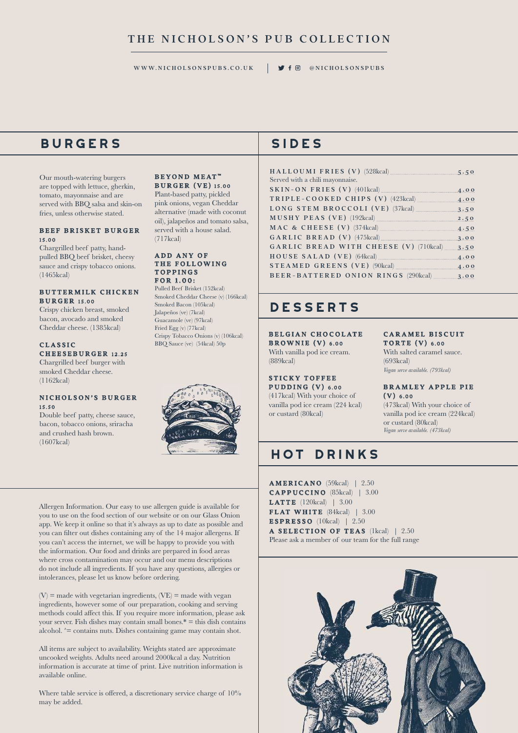# THE NICHOLSON'S PUB COLLECTION

WWW.NICHOLSONSPUBS.CO.UK | @NICHOLSONSPUBS

## BURGERS

Our mouth-watering burgers are topped with lettuce, gherkin, tomato, mayonnaise and are served with BBQ salsa and skin-on fries, unless otherwise stated.

### BEEF BRISKET BURGER 15.00

Chargrilled beef patty, hand-pulled BBQ beef brisket, cheesy sauce and crispy tobacco onions. (1465kcal)

### BUTTERMILK CHICKEN BURGER 15.00

Crispy chicken breast, smoked bacon, avocado and smoked Cheddar cheese. (1385kcal)

### CLASSIC CHEESEBURGER 12.25

Chargrilled beef burger with smoked Cheddar cheese. (1162kcal)

### NICHOLSON'S BURGER 15.50

Double beef patty, cheese sauce, bacon, tobacco onions, sriracha and crushed hash brown. (1607kcal)

### BEYOND MEAT™ BURGER (VE) 15.00

Plant-based patty, pickled pink onions, vegan Cheddar alternative (made with coconut oil), jalapeños and tomato salsa, served with a house salad. (717kcal)

### ADD ANY OF THE FOLLOWING TOPPINGS FOR 1.00:

Pulled Beef Brisket (152kcal)
Smoked Cheddar Cheese (v) (166kcal)
Smoked Bacon (105kcal)
Jalapeños (ve) (7kcal)
Guacamole (ve) (97kcal)
Fried Egg (v) (77kcal)
Crispy Tobacco Onions (v) (106kcal)
BBQ Sauce (ve) (54kcal) 50p

## SIDES

| | |
|---|---|
| HALLOUMI FRIES (V) (528kcal) Served with a chili mayonnaise. | 5.50 |
| SKIN-ON FRIES (V) (401kcal) | 4.00 |
| TRIPLE-COOKED CHIPS (V) (423kcal) | 4.00 |
| LONG STEM BROCCOLI (VE) (37kcal) | 3.50 |
| MUSHY PEAS (VE) (192kcal) | 2.50 |
| MAC & CHEESE (V) (374kcal) | 4.50 |
| GARLIC BREAD (V) (475kcal) | 3.00 |
| GARLIC BREAD WITH CHEESE (V) (710kcal) | 3.50 |
| HOUSE SALAD (VE) (64kcal) | 4.00 |
| STEAMED GREENS (VE) (90kcal) | 4.00 |
| BEER-BATTERED ONION RINGS (290kcal) | 3.00 |

## DESSERTS

### BELGIAN CHOCOLATE BROWNIE (V) 6.00

With vanilla pod ice cream. (889kcal)

### STICKY TOFFEE PUDDING (V) 6.00

(417kcal) With your choice of vanilla pod ice cream (224 kcal) or custard (80kcal)

### CARAMEL BISCUIT TORTE (V) 6.00

With salted caramel sauce. (693kcal)
*Vegan serve available. (793kcal)*

### BRAMLEY APPLE PIE (V) 6.00

(473kcal) With your choice of vanilla pod ice cream (224kcal) or custard (80kcal)
*Vegan serve available. (473kcal)*

## HOT DRINKS

**AMERICANO** (59kcal) | 2.50
**CAPPUCCINO** (85kcal) | 3.00
**LATTE** (120kcal) | 3.00
**FLAT WHITE** (84kcal) | 3.00
**ESPRESSO** (10kcal) | 2.50
**A SELECTION OF TEAS** (1kcal) | 2.50
Please ask a member of our team for the full range

Allergen Information. Our easy to use allergen guide is available for you to use on the food section of our website or on our Glass Onion app. We keep it online so that it's always as up to date as possible and you can filter out dishes containing any of the 14 major allergens. If you can't access the internet, we will be happy to provide you with the information. Our food and drinks are prepared in food areas where cross contamination may occur and our menu descriptions do not include all ingredients. If you have any questions, allergies or intolerances, please let us know before ordering.

(V) = made with vegetarian ingredients, (VE) = made with vegan ingredients, however some of our preparation, cooking and serving methods could affect this. If you require more information, please ask your server. Fish dishes may contain small bones.* = this dish contains alcohol. ^= contains nuts. Dishes containing game may contain shot.

All items are subject to availability. Weights stated are approximate uncooked weights. Adults need around 2000kcal a day. Nutrition information is accurate at time of print. Live nutrition information is available online.

Where table service is offered, a discretionary service charge of 10% may be added.